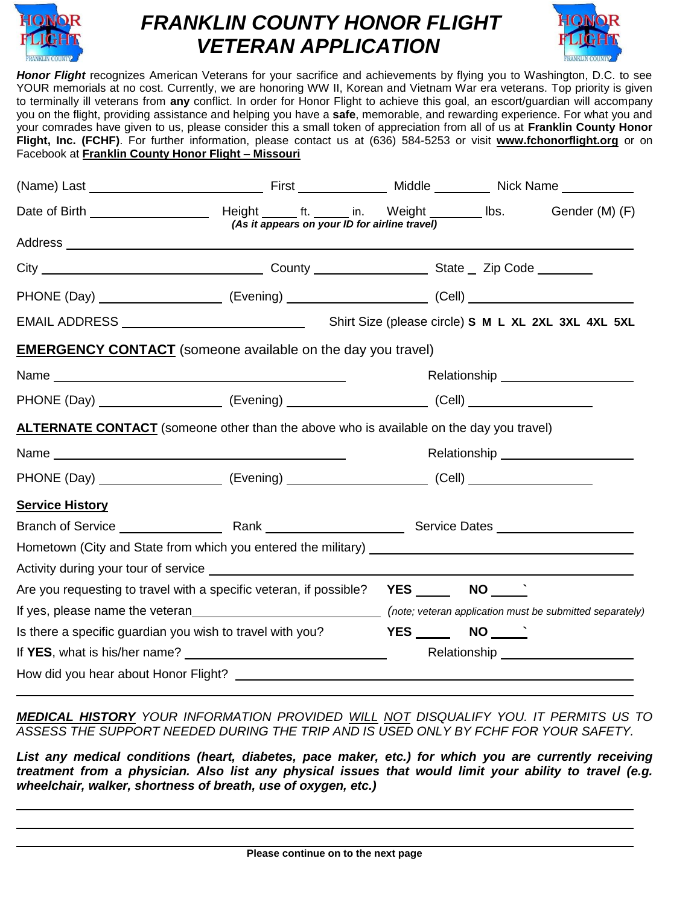# *FRANKLIN COUNTY HONOR FLIGHT VETERAN APPLICATION*

***Honor Flight*** recognizes American Veterans for your sacrifice and achievements by flying you to Washington, D.C. to see YOUR memorials at no cost. Currently, we are honoring WW II, Korean and Vietnam War era veterans. Top priority is given to terminally ill veterans from **any** conflict. In order for Honor Flight to achieve this goal, an escort/guardian will accompany you on the flight, providing assistance and helping you have a **safe**, memorable, and rewarding experience. For what you and your comrades have given to us, please consider this a small token of appreciation from all of us at **Franklin County Honor Flight, Inc. (FCHF)**. For further information, please contact us at (636) 584-5253 or visit **www.fchonorflight.org** or on Facebook at **Franklin County Honor Flight – Missouri**

(Name) Last ______________________ First ____________ Middle ________ Nick Name __________

Date of Birth ________________ Height _____ ft. _____ in. Weight ________ lbs. Gender (M) (F)
***(As it appears on your ID for airline travel)***

Address ______________________________________________________________

City ____________________________ County ________________ State __ Zip Code ________

PHONE (Day) _________________ (Evening) ___________________ (Cell) ______________________

EMAIL ADDRESS _______________________ Shirt Size (please circle) **S M L XL 2XL 3XL 4XL 5XL**

**EMERGENCY CONTACT** (someone available on the day you travel)

Name ________________________________________ Relationship __________________

PHONE (Day) _________________ (Evening) ___________________ (Cell) _________________

**ALTERNATE CONTACT** (someone other than the above who is available on the day you travel)

Name ________________________________________ Relationship __________________

PHONE (Day) _________________ (Evening) ___________________ (Cell) _________________

**Service History**

Branch of Service ______________ Rank ___________________ Service Dates __________________

Hometown (City and State from which you entered the military) ______________________________

Activity during your tour of service _________________________________________________

Are you requesting to travel with a specific veteran, if possible? **YES** _____ **NO** _____`

If yes, please name the veteran___________________________ *(note; veteran application must be submitted separately)*

Is there a specific guardian you wish to travel with you? **YES** _____ **NO** _____`

If **YES**, what is his/her name? ____________________________ Relationship __________________

How did you hear about Honor Flight? ______________________________________________

______________________________________________________________________________

***MEDICAL HISTORY*** *YOUR INFORMATION PROVIDED WILL NOT DISQUALIFY YOU. IT PERMITS US TO ASSESS THE SUPPORT NEEDED DURING THE TRIP AND IS USED ONLY BY FCHF FOR YOUR SAFETY.*

***List any medical conditions (heart, diabetes, pace maker, etc.) for which you are currently receiving treatment from a physician. Also list any physical issues that would limit your ability to travel (e.g. wheelchair, walker, shortness of breath, use of oxygen, etc.)***

______________________________________________________________________________

______________________________________________________________________________

______________________________________________________________________________

**Please continue on to the next page**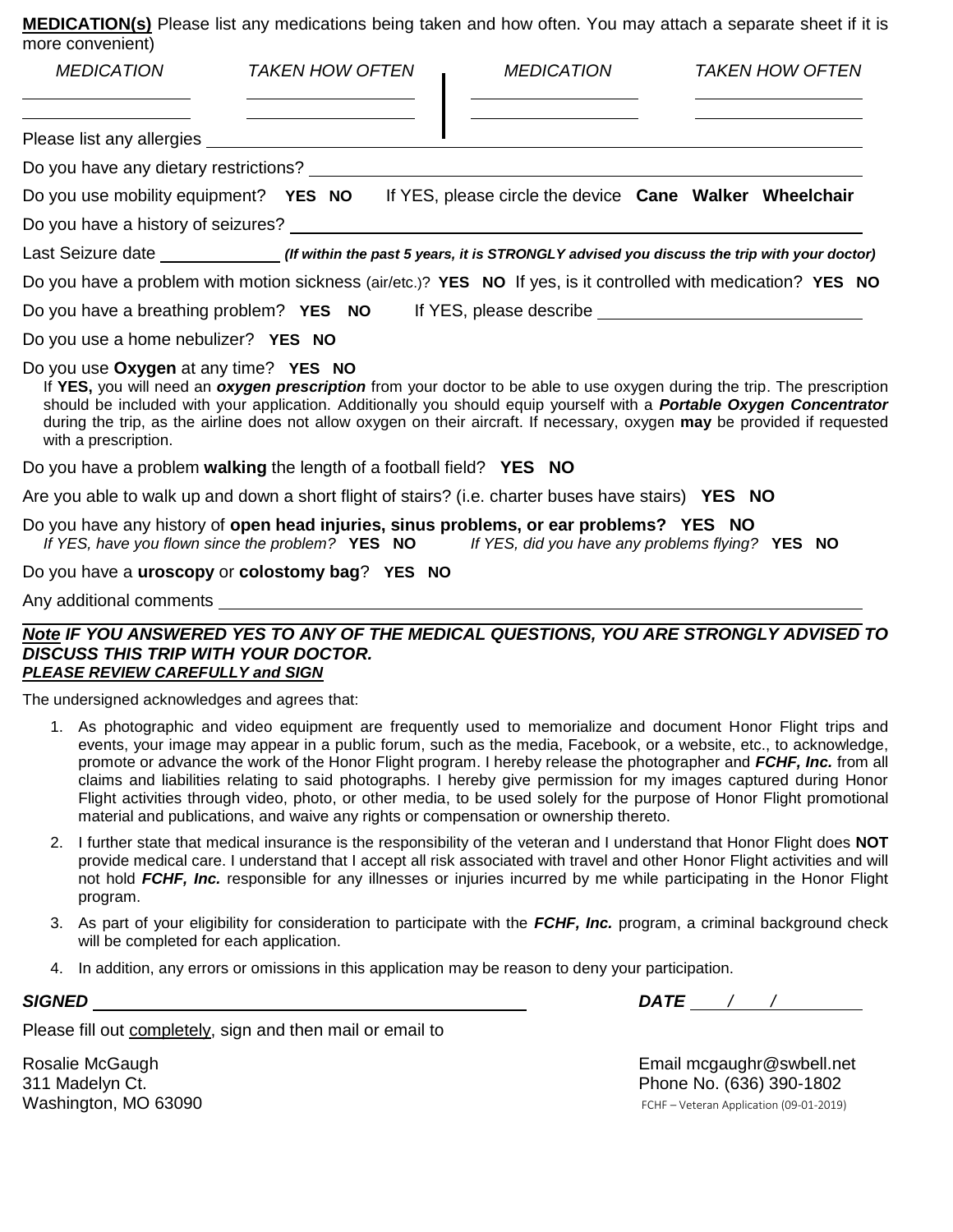**MEDICATION(s)** Please list any medications being taken and how often. You may attach a separate sheet if it is more convenient)

| *MEDICATION* | *TAKEN HOW OFTEN* | *MEDICATION* | *TAKEN HOW OFTEN* |
|---|---|---|---|
| | | | |
| | | | |

Please list any allergies ________________________________________________

Do you have any dietary restrictions? ________________________________________________

Do you use mobility equipment? **YES NO** If YES, please circle the device **Cane Walker Wheelchair**

Do you have a history of seizures? ________________________________________________

Last Seizure date ____________ ***(If within the past 5 years, it is STRONGLY advised you discuss the trip with your doctor)***

Do you have a problem with motion sickness (air/etc.)? **YES NO** If yes, is it controlled with medication? **YES NO**

Do you have a breathing problem? **YES NO** If YES, please describe ____________________________

Do you use a home nebulizer? **YES NO**

Do you use **Oxygen** at any time? **YES NO**

If **YES,** you will need an ***oxygen prescription*** from your doctor to be able to use oxygen during the trip. The prescription should be included with your application. Additionally you should equip yourself with a ***Portable Oxygen Concentrator*** during the trip, as the airline does not allow oxygen on their aircraft. If necessary, oxygen **may** be provided if requested with a prescription.

Do you have a problem **walking** the length of a football field? **YES NO**

Are you able to walk up and down a short flight of stairs? (i.e. charter buses have stairs) **YES NO**

Do you have any history of **open head injuries, sinus problems, or ear problems? YES NO**

*If YES, have you flown since the problem?* **YES NO** *If YES, did you have any problems flying?* **YES NO**

Do you have a **uroscopy** or **colostomy bag**? **YES NO**

Any additional comments ________________________________________________

***Note IF YOU ANSWERED YES TO ANY OF THE MEDICAL QUESTIONS, YOU ARE STRONGLY ADVISED TO DISCUSS THIS TRIP WITH YOUR DOCTOR.***

***PLEASE REVIEW CAREFULLY and SIGN***

The undersigned acknowledges and agrees that:

1. As photographic and video equipment are frequently used to memorialize and document Honor Flight trips and events, your image may appear in a public forum, such as the media, Facebook, or a website, etc., to acknowledge, promote or advance the work of the Honor Flight program. I hereby release the photographer and ***FCHF, Inc.*** from all claims and liabilities relating to said photographs. I hereby give permission for my images captured during Honor Flight activities through video, photo, or other media, to be used solely for the purpose of Honor Flight promotional material and publications, and waive any rights or compensation or ownership thereto.
2. I further state that medical insurance is the responsibility of the veteran and I understand that Honor Flight does **NOT** provide medical care. I understand that I accept all risk associated with travel and other Honor Flight activities and will not hold ***FCHF, Inc.*** responsible for any illnesses or injuries incurred by me while participating in the Honor Flight program.
3. As part of your eligibility for consideration to participate with the ***FCHF, Inc.*** program, a criminal background check will be completed for each application.
4. In addition, any errors or omissions in this application may be reason to deny your participation.

***SIGNED*** ________________________________________ ***DATE*** ____/____/________

Please fill out completely, sign and then mail or email to

Rosalie McGaugh
311 Madelyn Ct.
Washington, MO 63090

Email mcgaughr@swbell.net
Phone No. (636) 390-1802

FCHF – Veteran Application (09-01-2019)